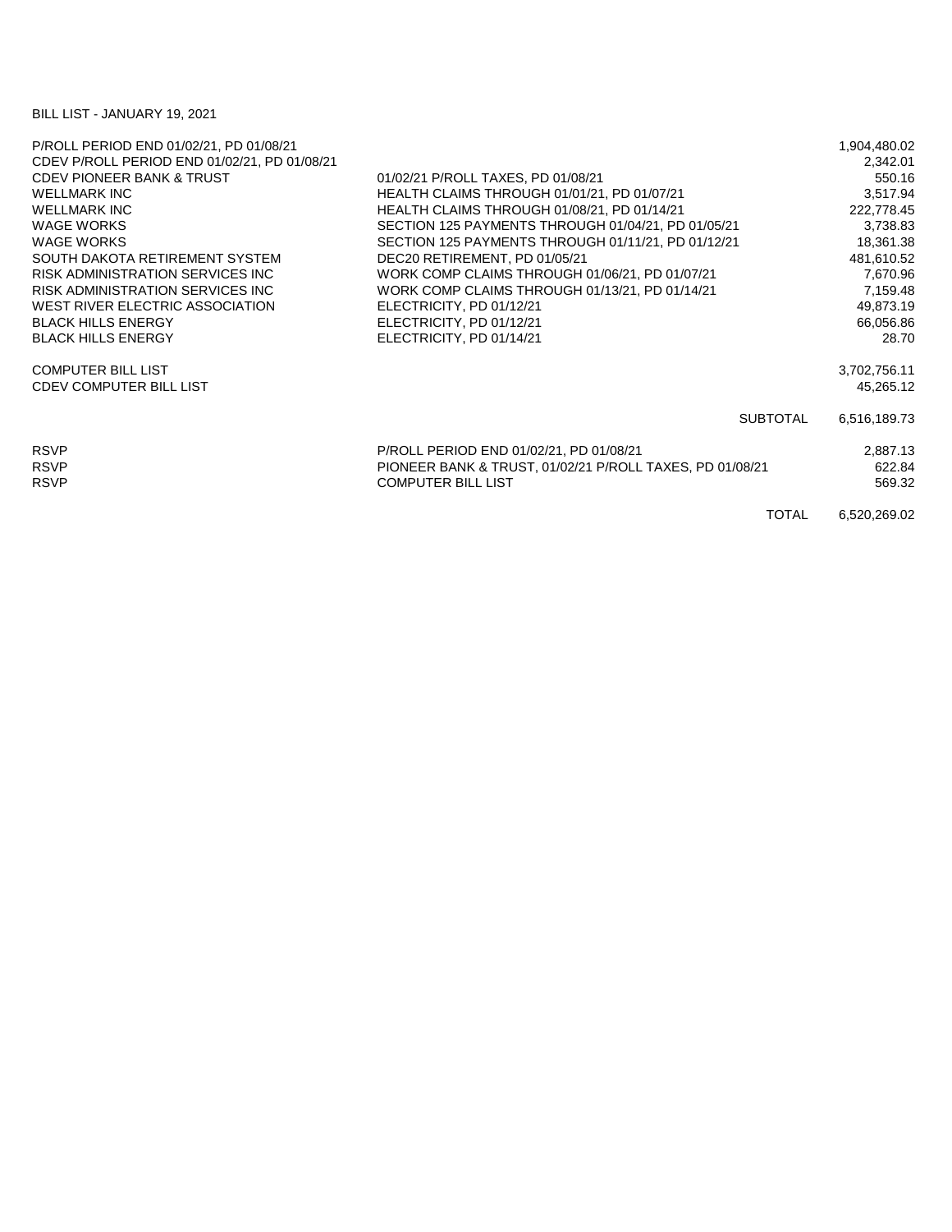BILL LIST - JANUARY 19, 2021

| | | |
|---|---|---|
| P/ROLL PERIOD END 01/02/21, PD 01/08/21 | | 1,904,480.02 |
| CDEV P/ROLL PERIOD END 01/02/21, PD 01/08/21 | | 2,342.01 |
| CDEV PIONEER BANK & TRUST | 01/02/21 P/ROLL TAXES, PD 01/08/21 | 550.16 |
| WELLMARK INC | HEALTH CLAIMS THROUGH 01/01/21, PD 01/07/21 | 3,517.94 |
| WELLMARK INC | HEALTH CLAIMS THROUGH 01/08/21, PD 01/14/21 | 222,778.45 |
| WAGE WORKS | SECTION 125 PAYMENTS THROUGH 01/04/21, PD 01/05/21 | 3,738.83 |
| WAGE WORKS | SECTION 125 PAYMENTS THROUGH 01/11/21, PD 01/12/21 | 18,361.38 |
| SOUTH DAKOTA RETIREMENT SYSTEM | DEC20 RETIREMENT, PD 01/05/21 | 481,610.52 |
| RISK ADMINISTRATION SERVICES INC | WORK COMP CLAIMS THROUGH 01/06/21, PD 01/07/21 | 7,670.96 |
| RISK ADMINISTRATION SERVICES INC | WORK COMP CLAIMS THROUGH 01/13/21, PD 01/14/21 | 7,159.48 |
| WEST RIVER ELECTRIC ASSOCIATION | ELECTRICITY, PD 01/12/21 | 49,873.19 |
| BLACK HILLS ENERGY | ELECTRICITY, PD 01/12/21 | 66,056.86 |
| BLACK HILLS ENERGY | ELECTRICITY, PD 01/14/21 | 28.70 |
| | | |
| COMPUTER BILL LIST | | 3,702,756.11 |
| CDEV COMPUTER BILL LIST | | 45,265.12 |
| | | |
| | SUBTOTAL | 6,516,189.73 |
| | | |
| RSVP | P/ROLL PERIOD END 01/02/21, PD 01/08/21 | 2,887.13 |
| RSVP | PIONEER BANK & TRUST, 01/02/21 P/ROLL TAXES, PD 01/08/21 | 622.84 |
| RSVP | COMPUTER BILL LIST | 569.32 |
| | | |
| | TOTAL | 6,520,269.02 |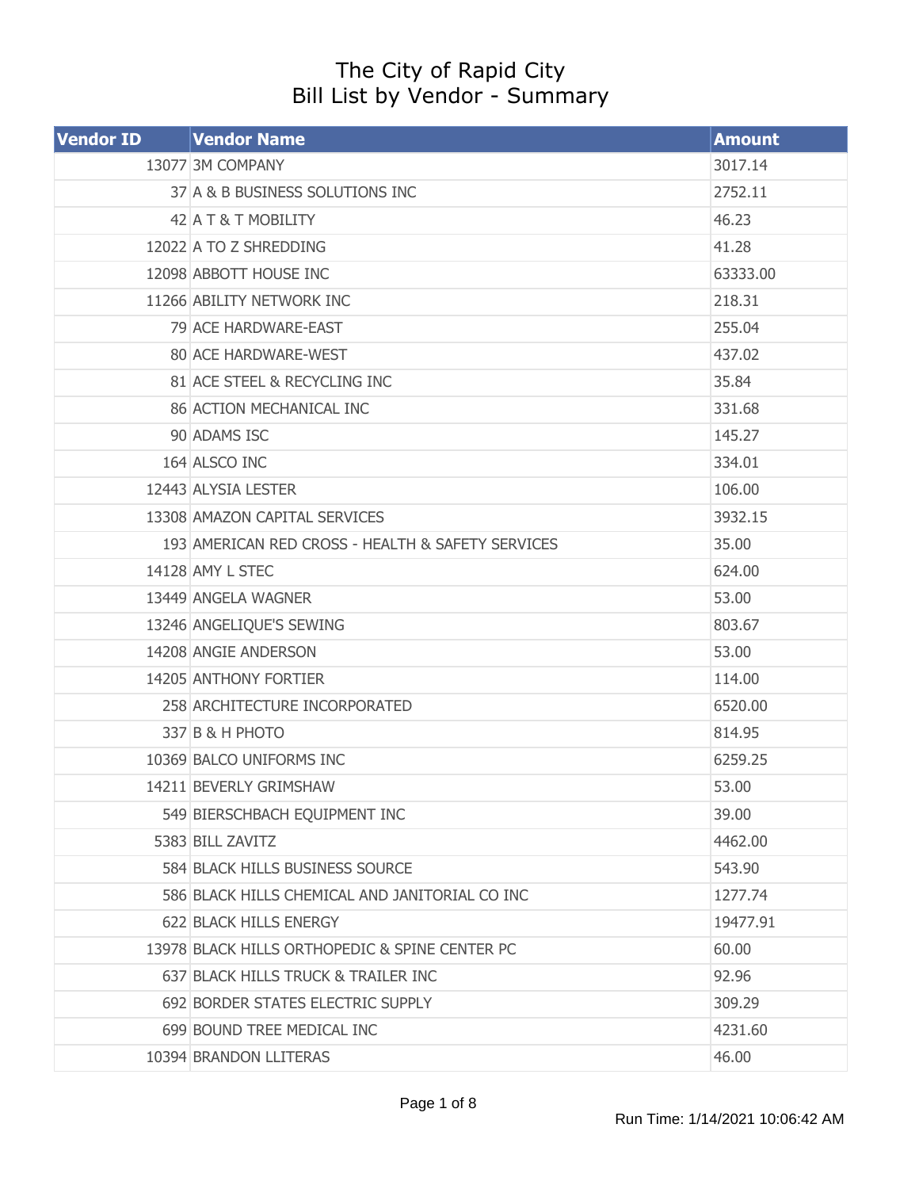# The City of Rapid City
## Bill List by Vendor - Summary

| Vendor ID | Vendor Name | Amount |
|---|---|---|
| 13077 | 3M COMPANY | 3017.14 |
| 37 | A & B BUSINESS SOLUTIONS INC | 2752.11 |
| 42 | A T & T MOBILITY | 46.23 |
| 12022 | A TO Z SHREDDING | 41.28 |
| 12098 | ABBOTT HOUSE INC | 63333.00 |
| 11266 | ABILITY NETWORK INC | 218.31 |
| 79 | ACE HARDWARE-EAST | 255.04 |
| 80 | ACE HARDWARE-WEST | 437.02 |
| 81 | ACE STEEL & RECYCLING INC | 35.84 |
| 86 | ACTION MECHANICAL INC | 331.68 |
| 90 | ADAMS ISC | 145.27 |
| 164 | ALSCO INC | 334.01 |
| 12443 | ALYSIA LESTER | 106.00 |
| 13308 | AMAZON CAPITAL SERVICES | 3932.15 |
| 193 | AMERICAN RED CROSS - HEALTH & SAFETY SERVICES | 35.00 |
| 14128 | AMY L STEC | 624.00 |
| 13449 | ANGELA WAGNER | 53.00 |
| 13246 | ANGELIQUE'S SEWING | 803.67 |
| 14208 | ANGIE ANDERSON | 53.00 |
| 14205 | ANTHONY FORTIER | 114.00 |
| 258 | ARCHITECTURE INCORPORATED | 6520.00 |
| 337 | B & H PHOTO | 814.95 |
| 10369 | BALCO UNIFORMS INC | 6259.25 |
| 14211 | BEVERLY GRIMSHAW | 53.00 |
| 549 | BIERSCHBACH EQUIPMENT INC | 39.00 |
| 5383 | BILL ZAVITZ | 4462.00 |
| 584 | BLACK HILLS BUSINESS SOURCE | 543.90 |
| 586 | BLACK HILLS CHEMICAL AND JANITORIAL CO INC | 1277.74 |
| 622 | BLACK HILLS ENERGY | 19477.91 |
| 13978 | BLACK HILLS ORTHOPEDIC & SPINE CENTER PC | 60.00 |
| 637 | BLACK HILLS TRUCK & TRAILER INC | 92.96 |
| 692 | BORDER STATES ELECTRIC SUPPLY | 309.29 |
| 699 | BOUND TREE MEDICAL INC | 4231.60 |
| 10394 | BRANDON LLITERAS | 46.00 |

Run Time: 1/14/2021 10:06:42 AM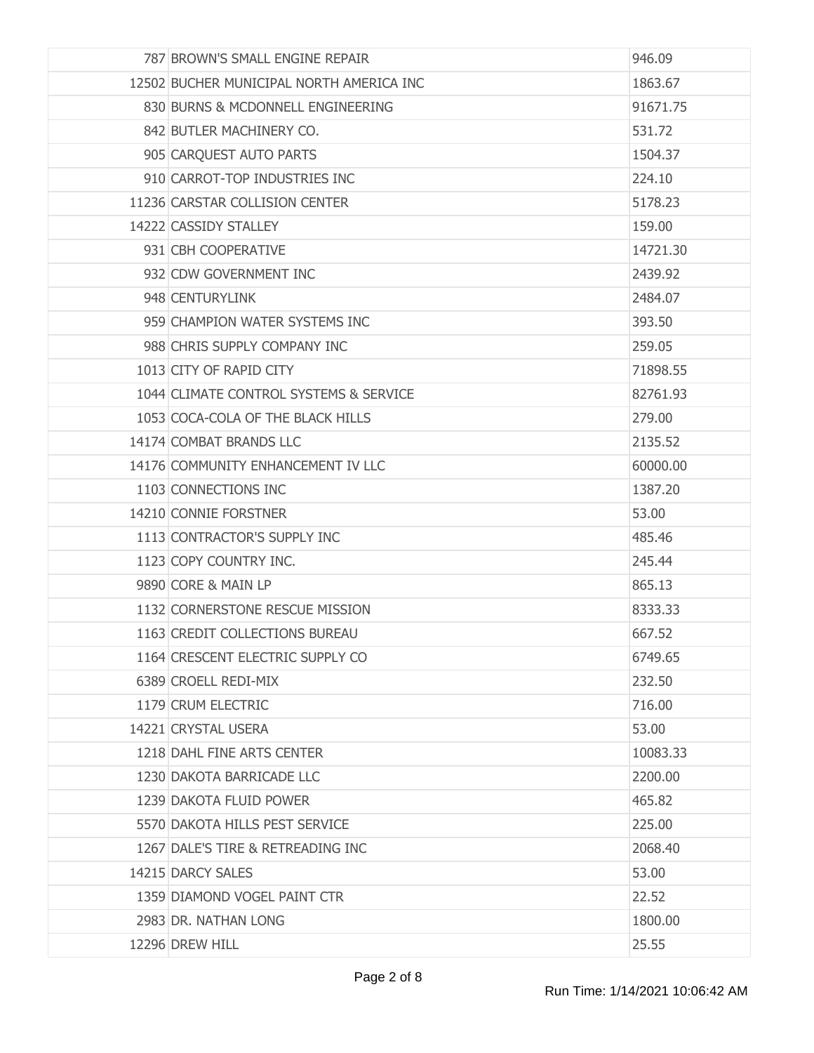| | | |
|---|---|---|
| 787 | BROWN'S SMALL ENGINE REPAIR | 946.09 |
| 12502 | BUCHER MUNICIPAL NORTH AMERICA INC | 1863.67 |
| 830 | BURNS & MCDONNELL ENGINEERING | 91671.75 |
| 842 | BUTLER MACHINERY CO. | 531.72 |
| 905 | CARQUEST AUTO PARTS | 1504.37 |
| 910 | CARROT-TOP INDUSTRIES INC | 224.10 |
| 11236 | CARSTAR COLLISION CENTER | 5178.23 |
| 14222 | CASSIDY STALLEY | 159.00 |
| 931 | CBH COOPERATIVE | 14721.30 |
| 932 | CDW GOVERNMENT INC | 2439.92 |
| 948 | CENTURYLINK | 2484.07 |
| 959 | CHAMPION WATER SYSTEMS INC | 393.50 |
| 988 | CHRIS SUPPLY COMPANY INC | 259.05 |
| 1013 | CITY OF RAPID CITY | 71898.55 |
| 1044 | CLIMATE CONTROL SYSTEMS & SERVICE | 82761.93 |
| 1053 | COCA-COLA OF THE BLACK HILLS | 279.00 |
| 14174 | COMBAT BRANDS LLC | 2135.52 |
| 14176 | COMMUNITY ENHANCEMENT IV LLC | 60000.00 |
| 1103 | CONNECTIONS INC | 1387.20 |
| 14210 | CONNIE FORSTNER | 53.00 |
| 1113 | CONTRACTOR'S SUPPLY INC | 485.46 |
| 1123 | COPY COUNTRY INC. | 245.44 |
| 9890 | CORE & MAIN LP | 865.13 |
| 1132 | CORNERSTONE RESCUE MISSION | 8333.33 |
| 1163 | CREDIT COLLECTIONS BUREAU | 667.52 |
| 1164 | CRESCENT ELECTRIC SUPPLY CO | 6749.65 |
| 6389 | CROELL REDI-MIX | 232.50 |
| 1179 | CRUM ELECTRIC | 716.00 |
| 14221 | CRYSTAL USERA | 53.00 |
| 1218 | DAHL FINE ARTS CENTER | 10083.33 |
| 1230 | DAKOTA BARRICADE LLC | 2200.00 |
| 1239 | DAKOTA FLUID POWER | 465.82 |
| 5570 | DAKOTA HILLS PEST SERVICE | 225.00 |
| 1267 | DALE'S TIRE & RETREADING INC | 2068.40 |
| 14215 | DARCY SALES | 53.00 |
| 1359 | DIAMOND VOGEL PAINT CTR | 22.52 |
| 2983 | DR. NATHAN LONG | 1800.00 |
| 12296 | DREW HILL | 25.55 |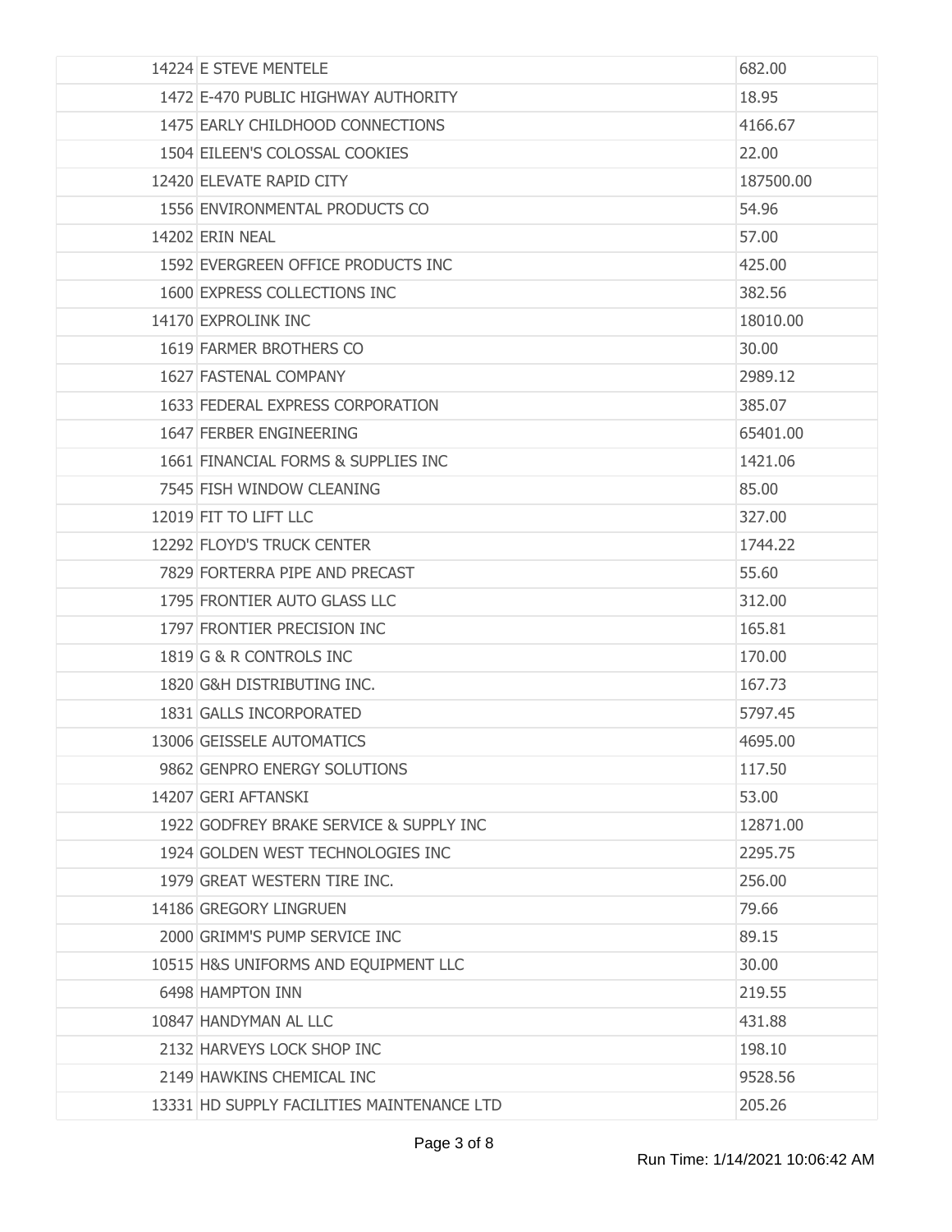| | | |
|---|---|---|
| 14224 | E STEVE MENTELE | 682.00 |
| 1472 | E-470 PUBLIC HIGHWAY AUTHORITY | 18.95 |
| 1475 | EARLY CHILDHOOD CONNECTIONS | 4166.67 |
| 1504 | EILEEN'S COLOSSAL COOKIES | 22.00 |
| 12420 | ELEVATE RAPID CITY | 187500.00 |
| 1556 | ENVIRONMENTAL PRODUCTS CO | 54.96 |
| 14202 | ERIN NEAL | 57.00 |
| 1592 | EVERGREEN OFFICE PRODUCTS INC | 425.00 |
| 1600 | EXPRESS COLLECTIONS INC | 382.56 |
| 14170 | EXPROLINK INC | 18010.00 |
| 1619 | FARMER BROTHERS CO | 30.00 |
| 1627 | FASTENAL COMPANY | 2989.12 |
| 1633 | FEDERAL EXPRESS CORPORATION | 385.07 |
| 1647 | FERBER ENGINEERING | 65401.00 |
| 1661 | FINANCIAL FORMS & SUPPLIES INC | 1421.06 |
| 7545 | FISH WINDOW CLEANING | 85.00 |
| 12019 | FIT TO LIFT LLC | 327.00 |
| 12292 | FLOYD'S TRUCK CENTER | 1744.22 |
| 7829 | FORTERRA PIPE AND PRECAST | 55.60 |
| 1795 | FRONTIER AUTO GLASS LLC | 312.00 |
| 1797 | FRONTIER PRECISION INC | 165.81 |
| 1819 | G & R CONTROLS INC | 170.00 |
| 1820 | G&H DISTRIBUTING INC. | 167.73 |
| 1831 | GALLS INCORPORATED | 5797.45 |
| 13006 | GEISSELE AUTOMATICS | 4695.00 |
| 9862 | GENPRO ENERGY SOLUTIONS | 117.50 |
| 14207 | GERI AFTANSKI | 53.00 |
| 1922 | GODFREY BRAKE SERVICE & SUPPLY INC | 12871.00 |
| 1924 | GOLDEN WEST TECHNOLOGIES INC | 2295.75 |
| 1979 | GREAT WESTERN TIRE INC. | 256.00 |
| 14186 | GREGORY LINGRUEN | 79.66 |
| 2000 | GRIMM'S PUMP SERVICE INC | 89.15 |
| 10515 | H&S UNIFORMS AND EQUIPMENT LLC | 30.00 |
| 6498 | HAMPTON INN | 219.55 |
| 10847 | HANDYMAN AL LLC | 431.88 |
| 2132 | HARVEYS LOCK SHOP INC | 198.10 |
| 2149 | HAWKINS CHEMICAL INC | 9528.56 |
| 13331 | HD SUPPLY FACILITIES MAINTENANCE LTD | 205.26 |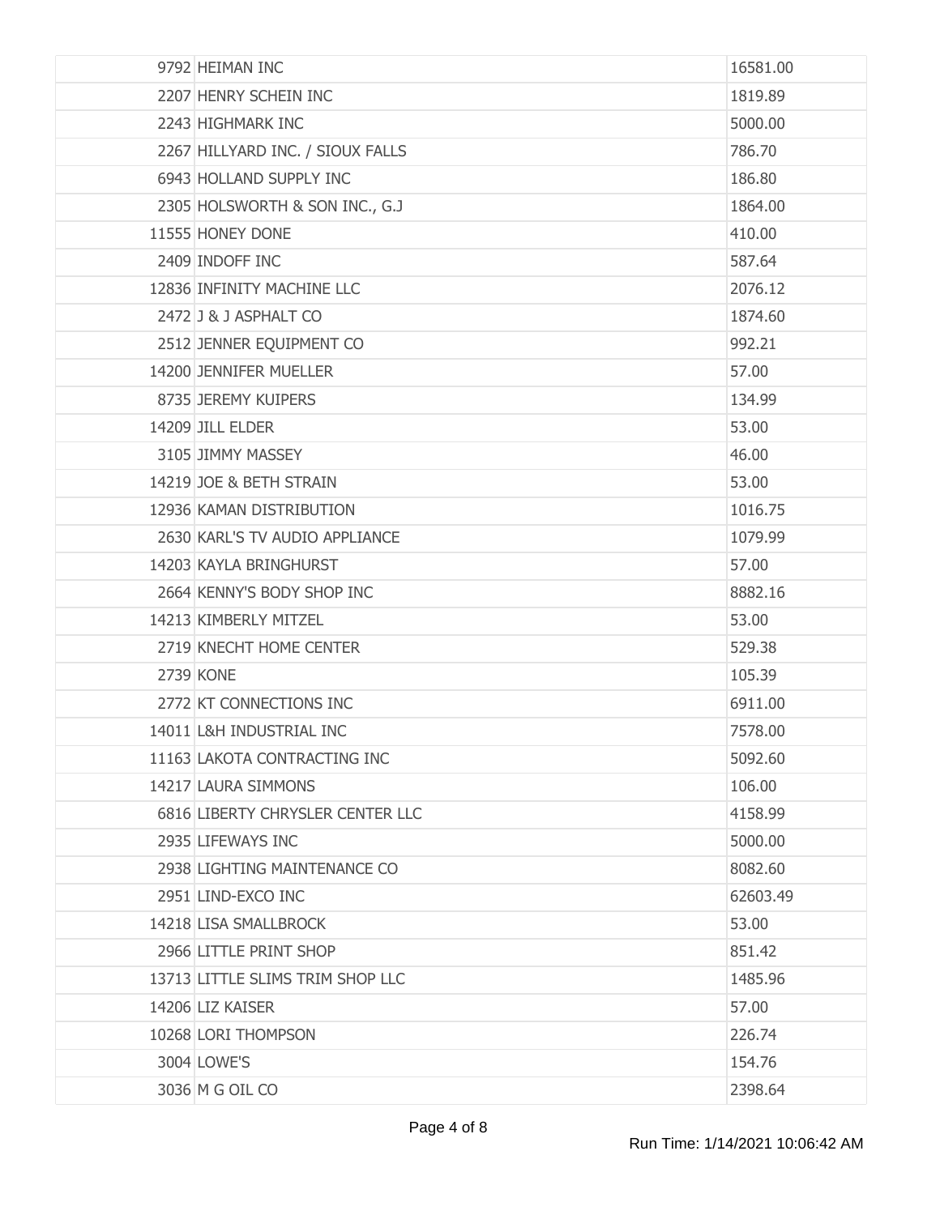| | | |
|---|---|---|
| | 9792 HEIMAN INC | 16581.00 |
| | 2207 HENRY SCHEIN INC | 1819.89 |
| | 2243 HIGHMARK INC | 5000.00 |
| | 2267 HILLYARD INC. / SIOUX FALLS | 786.70 |
| | 6943 HOLLAND SUPPLY INC | 186.80 |
| | 2305 HOLSWORTH & SON INC., G.J | 1864.00 |
| | 11555 HONEY DONE | 410.00 |
| | 2409 INDOFF INC | 587.64 |
| | 12836 INFINITY MACHINE LLC | 2076.12 |
| | 2472 J & J ASPHALT CO | 1874.60 |
| | 2512 JENNER EQUIPMENT CO | 992.21 |
| | 14200 JENNIFER MUELLER | 57.00 |
| | 8735 JEREMY KUIPERS | 134.99 |
| | 14209 JILL ELDER | 53.00 |
| | 3105 JIMMY MASSEY | 46.00 |
| | 14219 JOE & BETH STRAIN | 53.00 |
| | 12936 KAMAN DISTRIBUTION | 1016.75 |
| | 2630 KARL'S TV AUDIO APPLIANCE | 1079.99 |
| | 14203 KAYLA BRINGHURST | 57.00 |
| | 2664 KENNY'S BODY SHOP INC | 8882.16 |
| | 14213 KIMBERLY MITZEL | 53.00 |
| | 2719 KNECHT HOME CENTER | 529.38 |
| | 2739 KONE | 105.39 |
| | 2772 KT CONNECTIONS INC | 6911.00 |
| | 14011 L&H INDUSTRIAL INC | 7578.00 |
| | 11163 LAKOTA CONTRACTING INC | 5092.60 |
| | 14217 LAURA SIMMONS | 106.00 |
| | 6816 LIBERTY CHRYSLER CENTER LLC | 4158.99 |
| | 2935 LIFEWAYS INC | 5000.00 |
| | 2938 LIGHTING MAINTENANCE CO | 8082.60 |
| | 2951 LIND-EXCO INC | 62603.49 |
| | 14218 LISA SMALLBROCK | 53.00 |
| | 2966 LITTLE PRINT SHOP | 851.42 |
| | 13713 LITTLE SLIMS TRIM SHOP LLC | 1485.96 |
| | 14206 LIZ KAISER | 57.00 |
| | 10268 LORI THOMPSON | 226.74 |
| | 3004 LOWE'S | 154.76 |
| | 3036 M G OIL CO | 2398.64 |

Run Time: 1/14/2021 10:06:42 AM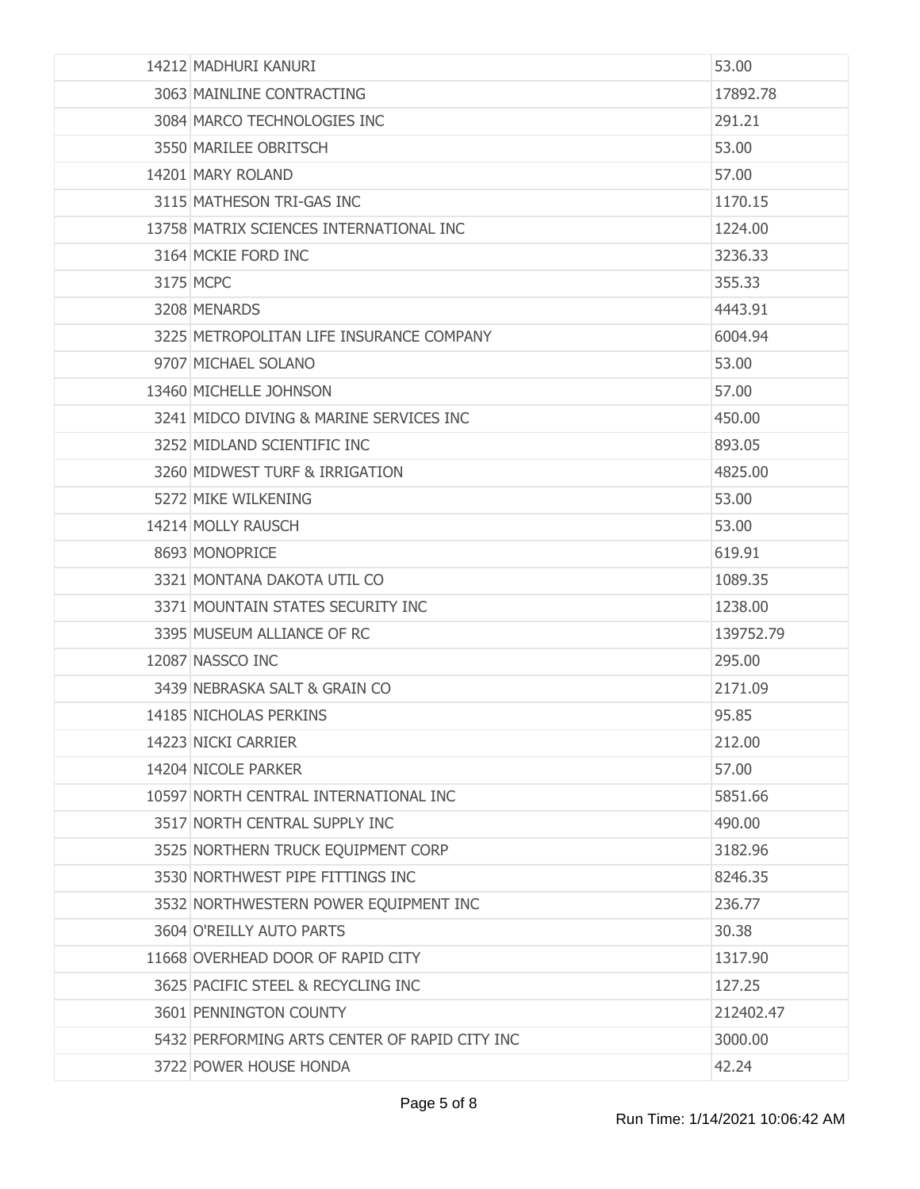| | | |
|---|---|---|
| 14212 | MADHURI KANURI | 53.00 |
| 3063 | MAINLINE CONTRACTING | 17892.78 |
| 3084 | MARCO TECHNOLOGIES INC | 291.21 |
| 3550 | MARILEE OBRITSCH | 53.00 |
| 14201 | MARY ROLAND | 57.00 |
| 3115 | MATHESON TRI-GAS INC | 1170.15 |
| 13758 | MATRIX SCIENCES INTERNATIONAL INC | 1224.00 |
| 3164 | MCKIE FORD INC | 3236.33 |
| 3175 | MCPC | 355.33 |
| 3208 | MENARDS | 4443.91 |
| 3225 | METROPOLITAN LIFE INSURANCE COMPANY | 6004.94 |
| 9707 | MICHAEL SOLANO | 53.00 |
| 13460 | MICHELLE JOHNSON | 57.00 |
| 3241 | MIDCO DIVING & MARINE SERVICES INC | 450.00 |
| 3252 | MIDLAND SCIENTIFIC INC | 893.05 |
| 3260 | MIDWEST TURF & IRRIGATION | 4825.00 |
| 5272 | MIKE WILKENING | 53.00 |
| 14214 | MOLLY RAUSCH | 53.00 |
| 8693 | MONOPRICE | 619.91 |
| 3321 | MONTANA DAKOTA UTIL CO | 1089.35 |
| 3371 | MOUNTAIN STATES SECURITY INC | 1238.00 |
| 3395 | MUSEUM ALLIANCE OF RC | 139752.79 |
| 12087 | NASSCO INC | 295.00 |
| 3439 | NEBRASKA SALT & GRAIN CO | 2171.09 |
| 14185 | NICHOLAS PERKINS | 95.85 |
| 14223 | NICKI CARRIER | 212.00 |
| 14204 | NICOLE PARKER | 57.00 |
| 10597 | NORTH CENTRAL INTERNATIONAL INC | 5851.66 |
| 3517 | NORTH CENTRAL SUPPLY INC | 490.00 |
| 3525 | NORTHERN TRUCK EQUIPMENT CORP | 3182.96 |
| 3530 | NORTHWEST PIPE FITTINGS INC | 8246.35 |
| 3532 | NORTHWESTERN POWER EQUIPMENT INC | 236.77 |
| 3604 | O'REILLY AUTO PARTS | 30.38 |
| 11668 | OVERHEAD DOOR OF RAPID CITY | 1317.90 |
| 3625 | PACIFIC STEEL & RECYCLING INC | 127.25 |
| 3601 | PENNINGTON COUNTY | 212402.47 |
| 5432 | PERFORMING ARTS CENTER OF RAPID CITY INC | 3000.00 |
| 3722 | POWER HOUSE HONDA | 42.24 |

Run Time: 1/14/2021 10:06:42 AM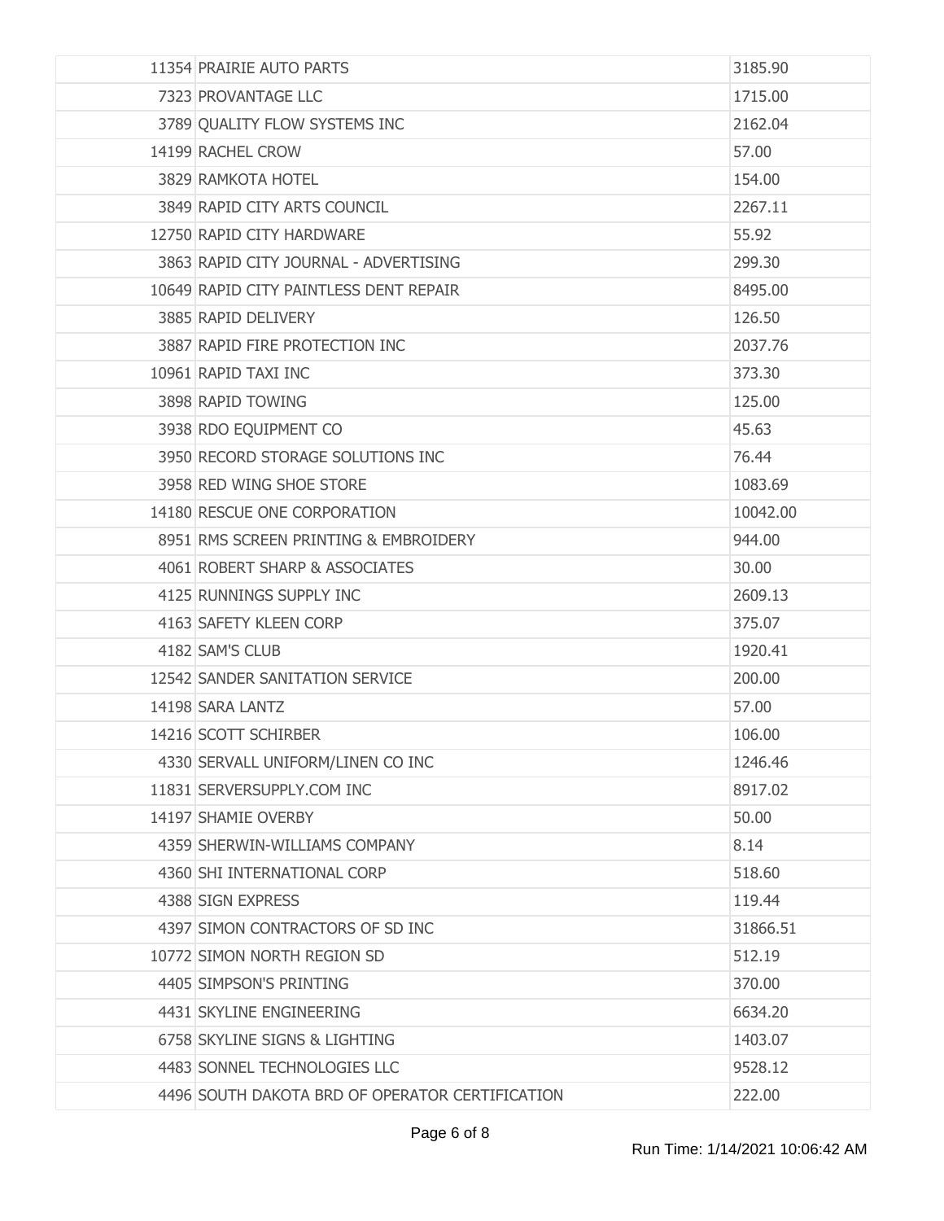| | | |
|---|---|---|
| 11354 | PRAIRIE AUTO PARTS | 3185.90 |
| 7323 | PROVANTAGE LLC | 1715.00 |
| 3789 | QUALITY FLOW SYSTEMS INC | 2162.04 |
| 14199 | RACHEL CROW | 57.00 |
| 3829 | RAMKOTA HOTEL | 154.00 |
| 3849 | RAPID CITY ARTS COUNCIL | 2267.11 |
| 12750 | RAPID CITY HARDWARE | 55.92 |
| 3863 | RAPID CITY JOURNAL - ADVERTISING | 299.30 |
| 10649 | RAPID CITY PAINTLESS DENT REPAIR | 8495.00 |
| 3885 | RAPID DELIVERY | 126.50 |
| 3887 | RAPID FIRE PROTECTION INC | 2037.76 |
| 10961 | RAPID TAXI INC | 373.30 |
| 3898 | RAPID TOWING | 125.00 |
| 3938 | RDO EQUIPMENT CO | 45.63 |
| 3950 | RECORD STORAGE SOLUTIONS INC | 76.44 |
| 3958 | RED WING SHOE STORE | 1083.69 |
| 14180 | RESCUE ONE CORPORATION | 10042.00 |
| 8951 | RMS SCREEN PRINTING & EMBROIDERY | 944.00 |
| 4061 | ROBERT SHARP & ASSOCIATES | 30.00 |
| 4125 | RUNNINGS SUPPLY INC | 2609.13 |
| 4163 | SAFETY KLEEN CORP | 375.07 |
| 4182 | SAM'S CLUB | 1920.41 |
| 12542 | SANDER SANITATION SERVICE | 200.00 |
| 14198 | SARA LANTZ | 57.00 |
| 14216 | SCOTT SCHIRBER | 106.00 |
| 4330 | SERVALL UNIFORM/LINEN CO INC | 1246.46 |
| 11831 | SERVERSUPPLY.COM INC | 8917.02 |
| 14197 | SHAMIE OVERBY | 50.00 |
| 4359 | SHERWIN-WILLIAMS COMPANY | 8.14 |
| 4360 | SHI INTERNATIONAL CORP | 518.60 |
| 4388 | SIGN EXPRESS | 119.44 |
| 4397 | SIMON CONTRACTORS OF SD INC | 31866.51 |
| 10772 | SIMON NORTH REGION SD | 512.19 |
| 4405 | SIMPSON'S PRINTING | 370.00 |
| 4431 | SKYLINE ENGINEERING | 6634.20 |
| 6758 | SKYLINE SIGNS & LIGHTING | 1403.07 |
| 4483 | SONNEL TECHNOLOGIES LLC | 9528.12 |
| 4496 | SOUTH DAKOTA BRD OF OPERATOR CERTIFICATION | 222.00 |

Run Time: 1/14/2021 10:06:42 AM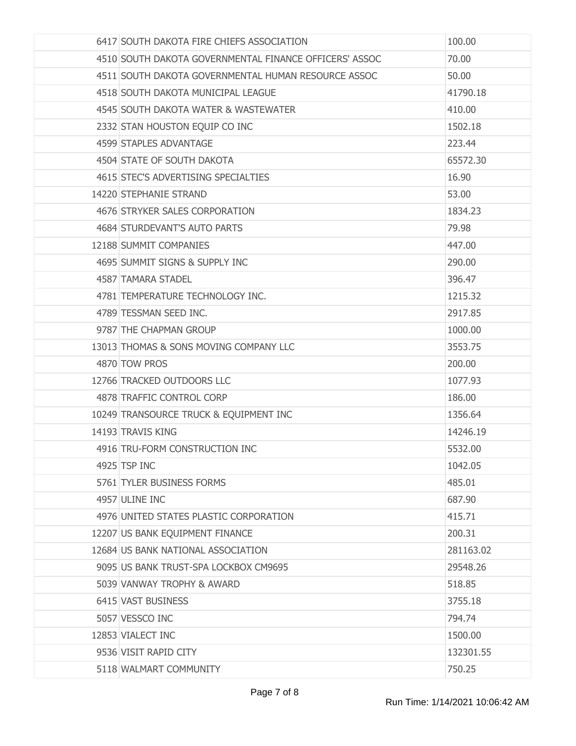| | | |
|---|---|---|
| 6417 | SOUTH DAKOTA FIRE CHIEFS ASSOCIATION | 100.00 |
| 4510 | SOUTH DAKOTA GOVERNMENTAL FINANCE OFFICERS' ASSOC | 70.00 |
| 4511 | SOUTH DAKOTA GOVERNMENTAL HUMAN RESOURCE ASSOC | 50.00 |
| 4518 | SOUTH DAKOTA MUNICIPAL LEAGUE | 41790.18 |
| 4545 | SOUTH DAKOTA WATER & WASTEWATER | 410.00 |
| 2332 | STAN HOUSTON EQUIP CO INC | 1502.18 |
| 4599 | STAPLES ADVANTAGE | 223.44 |
| 4504 | STATE OF SOUTH DAKOTA | 65572.30 |
| 4615 | STEC'S ADVERTISING SPECIALTIES | 16.90 |
| 14220 | STEPHANIE STRAND | 53.00 |
| 4676 | STRYKER SALES CORPORATION | 1834.23 |
| 4684 | STURDEVANT'S AUTO PARTS | 79.98 |
| 12188 | SUMMIT COMPANIES | 447.00 |
| 4695 | SUMMIT SIGNS & SUPPLY INC | 290.00 |
| 4587 | TAMARA STADEL | 396.47 |
| 4781 | TEMPERATURE TECHNOLOGY INC. | 1215.32 |
| 4789 | TESSMAN SEED INC. | 2917.85 |
| 9787 | THE CHAPMAN GROUP | 1000.00 |
| 13013 | THOMAS & SONS MOVING COMPANY LLC | 3553.75 |
| 4870 | TOW PROS | 200.00 |
| 12766 | TRACKED OUTDOORS LLC | 1077.93 |
| 4878 | TRAFFIC CONTROL CORP | 186.00 |
| 10249 | TRANSOURCE TRUCK & EQUIPMENT INC | 1356.64 |
| 14193 | TRAVIS KING | 14246.19 |
| 4916 | TRU-FORM CONSTRUCTION INC | 5532.00 |
| 4925 | TSP INC | 1042.05 |
| 5761 | TYLER BUSINESS FORMS | 485.01 |
| 4957 | ULINE INC | 687.90 |
| 4976 | UNITED STATES PLASTIC CORPORATION | 415.71 |
| 12207 | US BANK EQUIPMENT FINANCE | 200.31 |
| 12684 | US BANK NATIONAL ASSOCIATION | 281163.02 |
| 9095 | US BANK TRUST-SPA LOCKBOX CM9695 | 29548.26 |
| 5039 | VANWAY TROPHY & AWARD | 518.85 |
| 6415 | VAST BUSINESS | 3755.18 |
| 5057 | VESSCO INC | 794.74 |
| 12853 | VIALECT INC | 1500.00 |
| 9536 | VISIT RAPID CITY | 132301.55 |
| 5118 | WALMART COMMUNITY | 750.25 |

Run Time: 1/14/2021 10:06:42 AM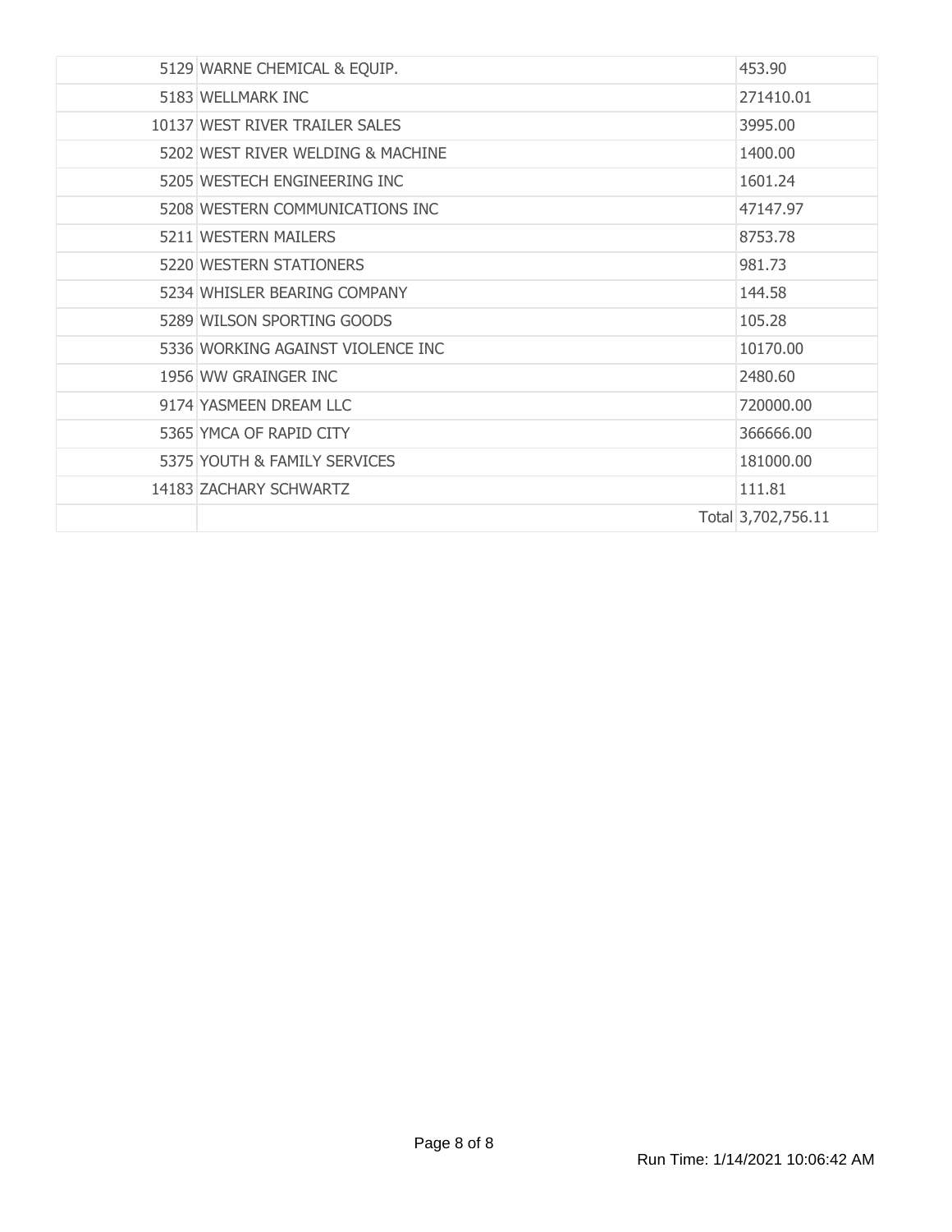| | | |
|---|---|---|
| 5129 | WARNE CHEMICAL & EQUIP. | 453.90 |
| 5183 | WELLMARK INC | 271410.01 |
| 10137 | WEST RIVER TRAILER SALES | 3995.00 |
| 5202 | WEST RIVER WELDING & MACHINE | 1400.00 |
| 5205 | WESTECH ENGINEERING INC | 1601.24 |
| 5208 | WESTERN COMMUNICATIONS INC | 47147.97 |
| 5211 | WESTERN MAILERS | 8753.78 |
| 5220 | WESTERN STATIONERS | 981.73 |
| 5234 | WHISLER BEARING COMPANY | 144.58 |
| 5289 | WILSON SPORTING GOODS | 105.28 |
| 5336 | WORKING AGAINST VIOLENCE INC | 10170.00 |
| 1956 | WW GRAINGER INC | 2480.60 |
| 9174 | YASMEEN DREAM LLC | 720000.00 |
| 5365 | YMCA OF RAPID CITY | 366666.00 |
| 5375 | YOUTH & FAMILY SERVICES | 181000.00 |
| 14183 | ZACHARY SCHWARTZ | 111.81 |
| | Total | 3,702,756.11 |

Run Time: 1/14/2021 10:06:42 AM